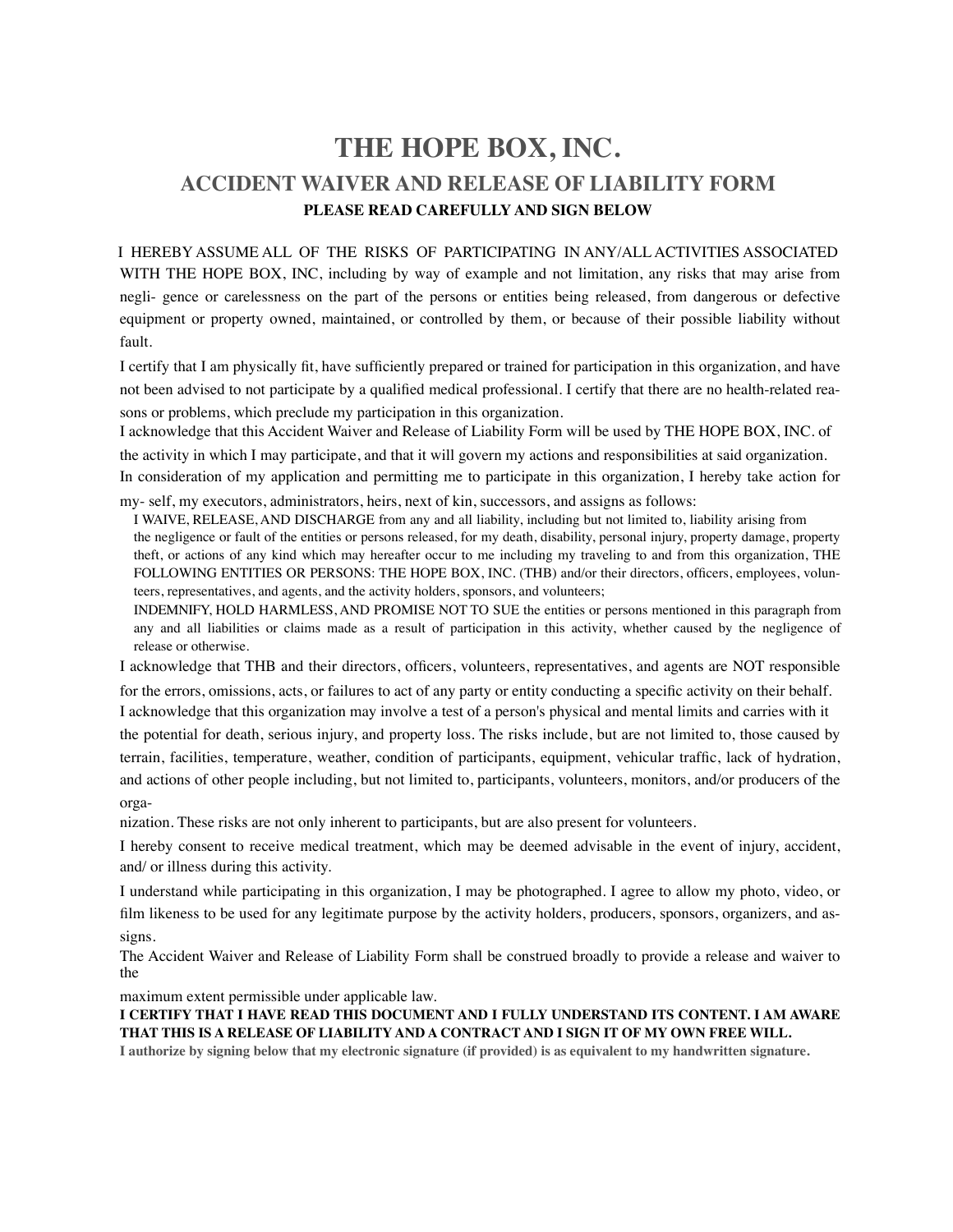# THE HOPE BOX, INC.

## ACCIDENT WAIVER AND RELEASE OF LIABILITY FORM

**PLEASE READ CAREFULLY AND SIGN BELOW**

I HEREBY ASSUME ALL OF THE RISKS OF PARTICIPATING IN ANY/ALL ACTIVITIES ASSOCIATED WITH THE HOPE BOX, INC, including by way of example and not limitation, any risks that may arise from negli- gence or carelessness on the part of the persons or entities being released, from dangerous or defective equipment or property owned, maintained, or controlled by them, or because of their possible liability without fault.

I certify that I am physically fit, have sufficiently prepared or trained for participation in this organization, and have not been advised to not participate by a qualified medical professional. I certify that there are no health-related rea- sons or problems, which preclude my participation in this organization.

I acknowledge that this Accident Waiver and Release of Liability Form will be used by THE HOPE BOX, INC. of the activity in which I may participate, and that it will govern my actions and responsibilities at said organization.

In consideration of my application and permitting me to participate in this organization, I hereby take action for my- self, my executors, administrators, heirs, next of kin, successors, and assigns as follows:

I WAIVE, RELEASE, AND DISCHARGE from any and all liability, including but not limited to, liability arising from the negligence or fault of the entities or persons released, for my death, disability, personal injury, property damage, property theft, or actions of any kind which may hereafter occur to me including my traveling to and from this organization, THE FOLLOWING ENTITIES OR PERSONS: THE HOPE BOX, INC. (THB) and/or their directors, officers, employees, volun- teers, representatives, and agents, and the activity holders, sponsors, and volunteers;

INDEMNIFY, HOLD HARMLESS, AND PROMISE NOT TO SUE the entities or persons mentioned in this paragraph from any and all liabilities or claims made as a result of participation in this activity, whether caused by the negligence of release or otherwise.

I acknowledge that THB and their directors, officers, volunteers, representatives, and agents are NOT responsible for the errors, omissions, acts, or failures to act of any party or entity conducting a specific activity on their behalf.

I acknowledge that this organization may involve a test of a person's physical and mental limits and carries with it the potential for death, serious injury, and property loss. The risks include, but are not limited to, those caused by terrain, facilities, temperature, weather, condition of participants, equipment, vehicular traffic, lack of hydration, and actions of other people including, but not limited to, participants, volunteers, monitors, and/or producers of the orga- nization. These risks are not only inherent to participants, but are also present for volunteers.

I hereby consent to receive medical treatment, which may be deemed advisable in the event of injury, accident, and/ or illness during this activity.

I understand while participating in this organization, I may be photographed. I agree to allow my photo, video, or film likeness to be used for any legitimate purpose by the activity holders, producers, sponsors, organizers, and as- signs.

The Accident Waiver and Release of Liability Form shall be construed broadly to provide a release and waiver to the maximum extent permissible under applicable law.

**I CERTIFY THAT I HAVE READ THIS DOCUMENT AND I FULLY UNDERSTAND ITS CONTENT. I AM AWARE THAT THIS IS A RELEASE OF LIABILITY AND A CONTRACT AND I SIGN IT OF MY OWN FREE WILL.**

**I authorize by signing below that my electronic signature (if provided) is as equivalent to my handwritten signature.**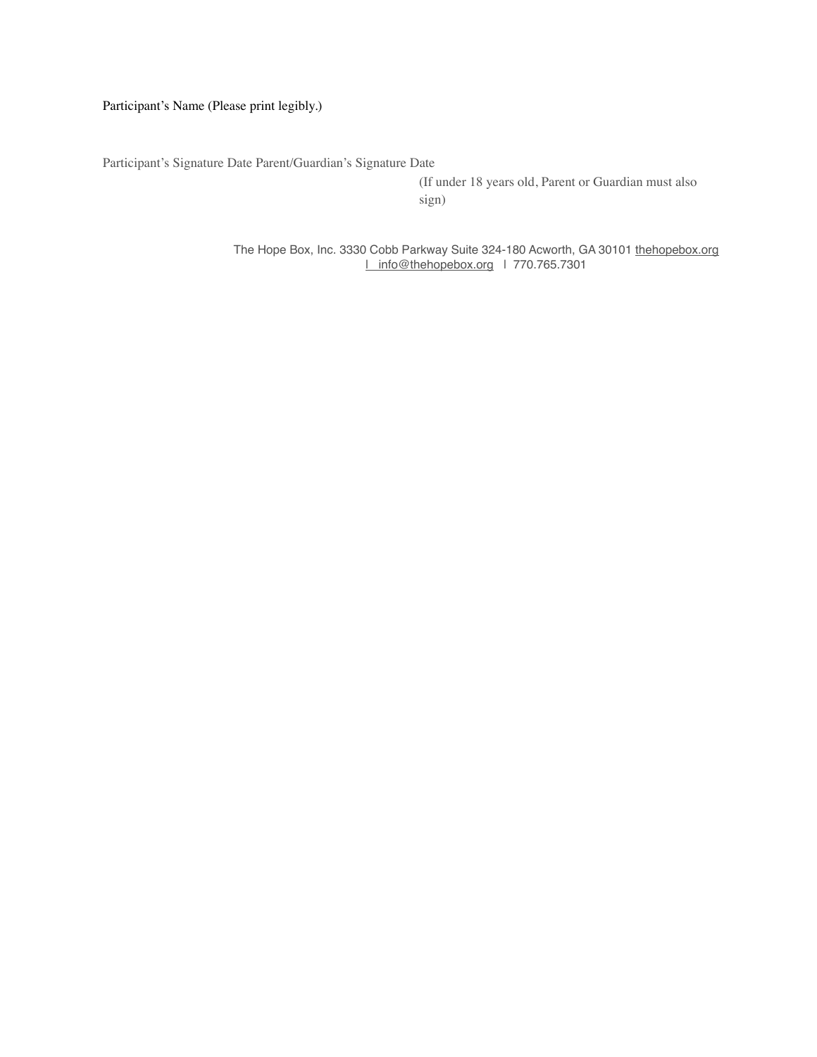Participant's Name (Please print legibly.)

Participant's Signature Date Parent/Guardian's Signature Date

(If under 18 years old, Parent or Guardian must also sign)

The Hope Box, Inc. 3330 Cobb Parkway Suite 324-180 Acworth, GA 30101 thehopebox.org l info@thehopebox.org l 770.765.7301